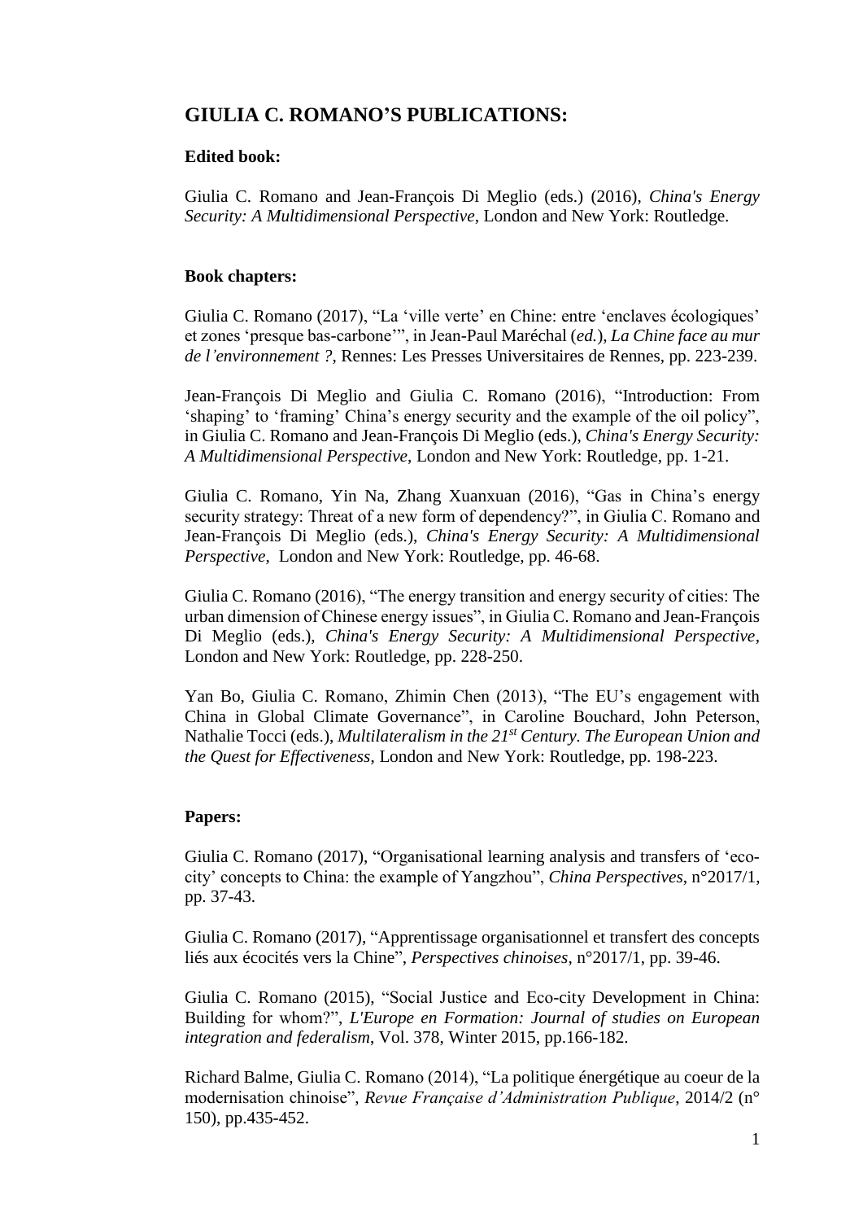# GIULIA C. ROMANO'S PUBLICATIONS:

### Edited book:

Giulia C. Romano and Jean-François Di Meglio (eds.) (2016), *China's Energy Security: A Multidimensional Perspective*, London and New York: Routledge.

### Book chapters:

Giulia C. Romano (2017), "La 'ville verte' en Chine: entre 'enclaves écologiques' et zones 'presque bas-carbone'", in Jean-Paul Maréchal (*ed.*), *La Chine face au mur de l'environnement ?*, Rennes: Les Presses Universitaires de Rennes, pp. 223-239.

Jean-François Di Meglio and Giulia C. Romano (2016), "Introduction: From 'shaping' to 'framing' China's energy security and the example of the oil policy", in Giulia C. Romano and Jean-François Di Meglio (eds.), *China's Energy Security: A Multidimensional Perspective*, London and New York: Routledge, pp. 1-21.

Giulia C. Romano, Yin Na, Zhang Xuanxuan (2016), "Gas in China's energy security strategy: Threat of a new form of dependency?", in Giulia C. Romano and Jean-François Di Meglio (eds.), *China's Energy Security: A Multidimensional Perspective*, London and New York: Routledge, pp. 46-68.

Giulia C. Romano (2016), "The energy transition and energy security of cities: The urban dimension of Chinese energy issues", in Giulia C. Romano and Jean-François Di Meglio (eds.), *China's Energy Security: A Multidimensional Perspective*, London and New York: Routledge, pp. 228-250.

Yan Bo, Giulia C. Romano, Zhimin Chen (2013), "The EU's engagement with China in Global Climate Governance", in Caroline Bouchard, John Peterson, Nathalie Tocci (eds.), *Multilateralism in the 21st Century. The European Union and the Quest for Effectiveness*, London and New York: Routledge, pp. 198-223.

### Papers:

Giulia C. Romano (2017), "Organisational learning analysis and transfers of 'eco-city' concepts to China: the example of Yangzhou", *China Perspectives*, n°2017/1, pp. 37-43.

Giulia C. Romano (2017), "Apprentissage organisationnel et transfert des concepts liés aux écocités vers la Chine", *Perspectives chinoises*, n°2017/1, pp. 39-46.

Giulia C. Romano (2015), "Social Justice and Eco-city Development in China: Building for whom?", *L'Europe en Formation: Journal of studies on European integration and federalism*, Vol. 378, Winter 2015, pp.166-182.

Richard Balme, Giulia C. Romano (2014), "La politique énergétique au coeur de la modernisation chinoise", *Revue Française d'Administration Publique*, 2014/2 (n° 150), pp.435-452.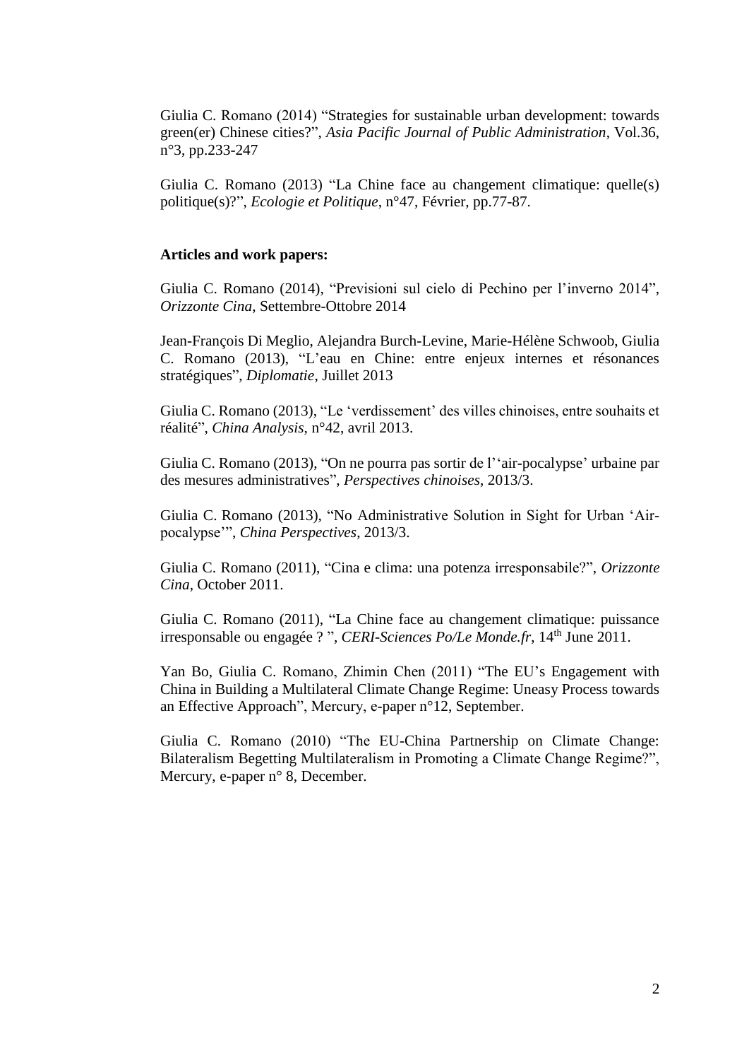Giulia C. Romano (2014) "Strategies for sustainable urban development: towards green(er) Chinese cities?", *Asia Pacific Journal of Public Administration*, Vol.36, n°3, pp.233-247

Giulia C. Romano (2013) "La Chine face au changement climatique: quelle(s) politique(s)?", *Ecologie et Politique*, n°47, Février, pp.77-87.

**Articles and work papers:**

Giulia C. Romano (2014), "Previsioni sul cielo di Pechino per l'inverno 2014", *Orizzonte Cina*, Settembre-Ottobre 2014

Jean-François Di Meglio, Alejandra Burch-Levine, Marie-Hélène Schwoob, Giulia C. Romano (2013), "L'eau en Chine: entre enjeux internes et résonances stratégiques", *Diplomatie*, Juillet 2013

Giulia C. Romano (2013), "Le 'verdissement' des villes chinoises, entre souhaits et réalité", *China Analysis*, n°42, avril 2013.

Giulia C. Romano (2013), "On ne pourra pas sortir de l''air-pocalypse' urbaine par des mesures administratives", *Perspectives chinoises*, 2013/3.

Giulia C. Romano (2013), "No Administrative Solution in Sight for Urban 'Air-pocalypse'", *China Perspectives*, 2013/3.

Giulia C. Romano (2011), "Cina e clima: una potenza irresponsabile?", *Orizzonte Cina*, October 2011.

Giulia C. Romano (2011), "La Chine face au changement climatique: puissance irresponsable ou engagée ? ", *CERI-Sciences Po/Le Monde.fr*, 14th June 2011.

Yan Bo, Giulia C. Romano, Zhimin Chen (2011) "The EU's Engagement with China in Building a Multilateral Climate Change Regime: Uneasy Process towards an Effective Approach", Mercury, e-paper n°12, September.

Giulia C. Romano (2010) "The EU-China Partnership on Climate Change: Bilateralism Begetting Multilateralism in Promoting a Climate Change Regime?", Mercury, e-paper n° 8, December.